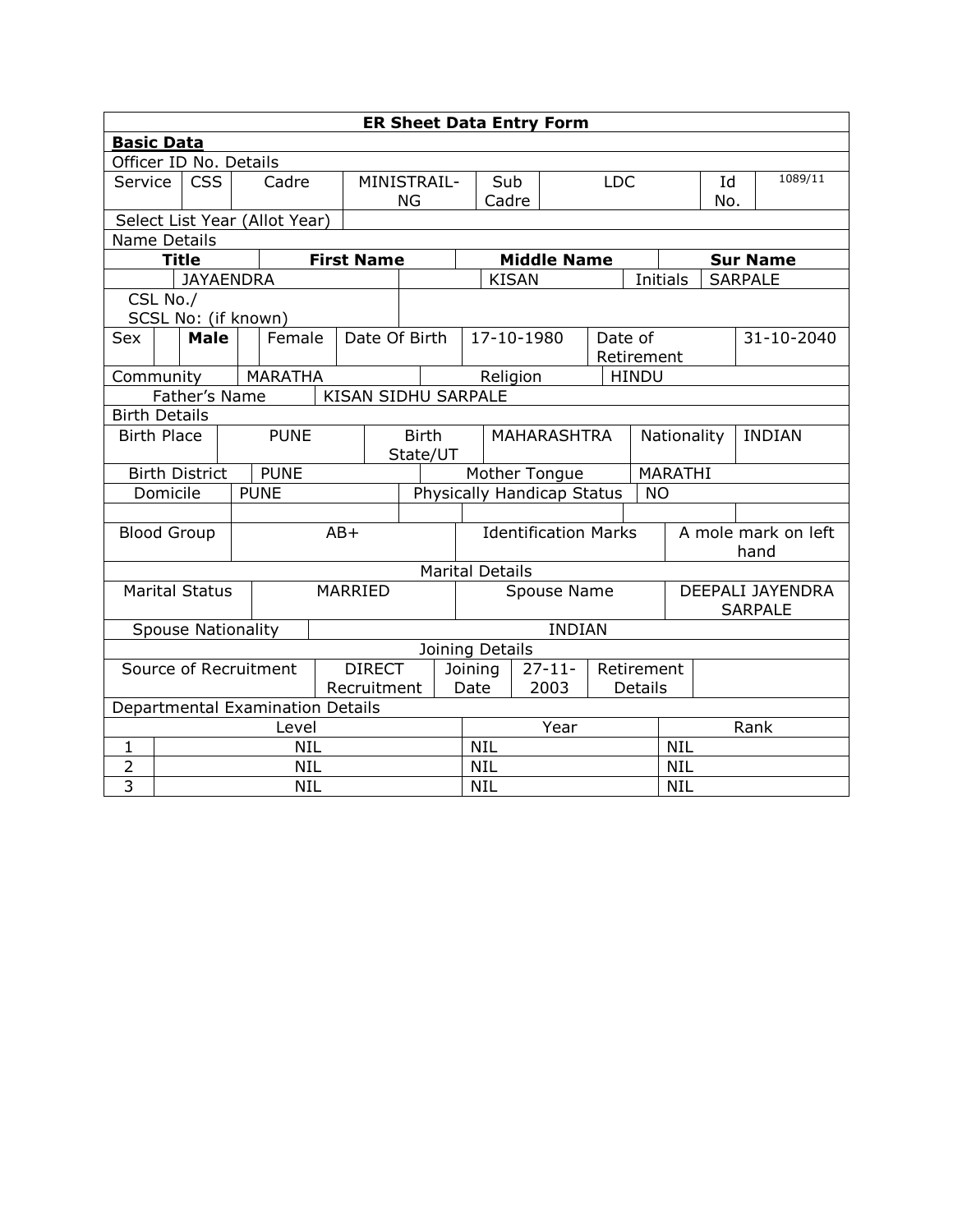**ER Sheet Data Entry Form**

**Basic Data**

Officer ID No. Details

| Service | CSS | Cadre | MINISTRAIL-NG | Sub Cadre | LDC | Id No. | 1089/11 |
|---|---|---|---|---|---|---|---|

| Select List Year (Allot Year) | |
|---|---|

Name Details

| Title | First Name | Middle Name | | Sur Name |
|---|---|---|---|---|
| | JAYAENDRA | KISAN | Initials | SARPALE |

| CSL No./ SCSL No: (if known) | |
|---|---|

| Sex | | **Male** | | Female | Date Of Birth | 17-10-1980 | Date of Retirement | 31-10-2040 |
|---|---|---|---|---|---|---|---|---|

| Community | MARATHA | Religion | HINDU |
|---|---|---|---|
| Father's Name | KISAN SIDHU SARPALE | | |

Birth Details

| Birth Place | PUNE | Birth State/UT | MAHARASHTRA | Nationality | INDIAN |
|---|---|---|---|---|---|
| Birth District | PUNE | Mother Tongue | MARATHI | | |
| Domicile | PUNE | Physically Handicap Status | NO | | |
| Blood Group | AB+ | Identification Marks | A mole mark on left hand | | |

Marital Details

| Marital Status | MARRIED | Spouse Name | DEEPALI JAYENDRA SARPALE |
|---|---|---|---|
| Spouse Nationality | INDIAN | | |

Joining Details

| Source of Recruitment | DIRECT Recruitment | Joining Date | 27-11-2003 | Retirement Details | |
|---|---|---|---|---|---|

Departmental Examination Details

| | Level | Year | Rank |
|---|---|---|---|
| 1 | NIL | NIL | NIL |
| 2 | NIL | NIL | NIL |
| 3 | NIL | NIL | NIL |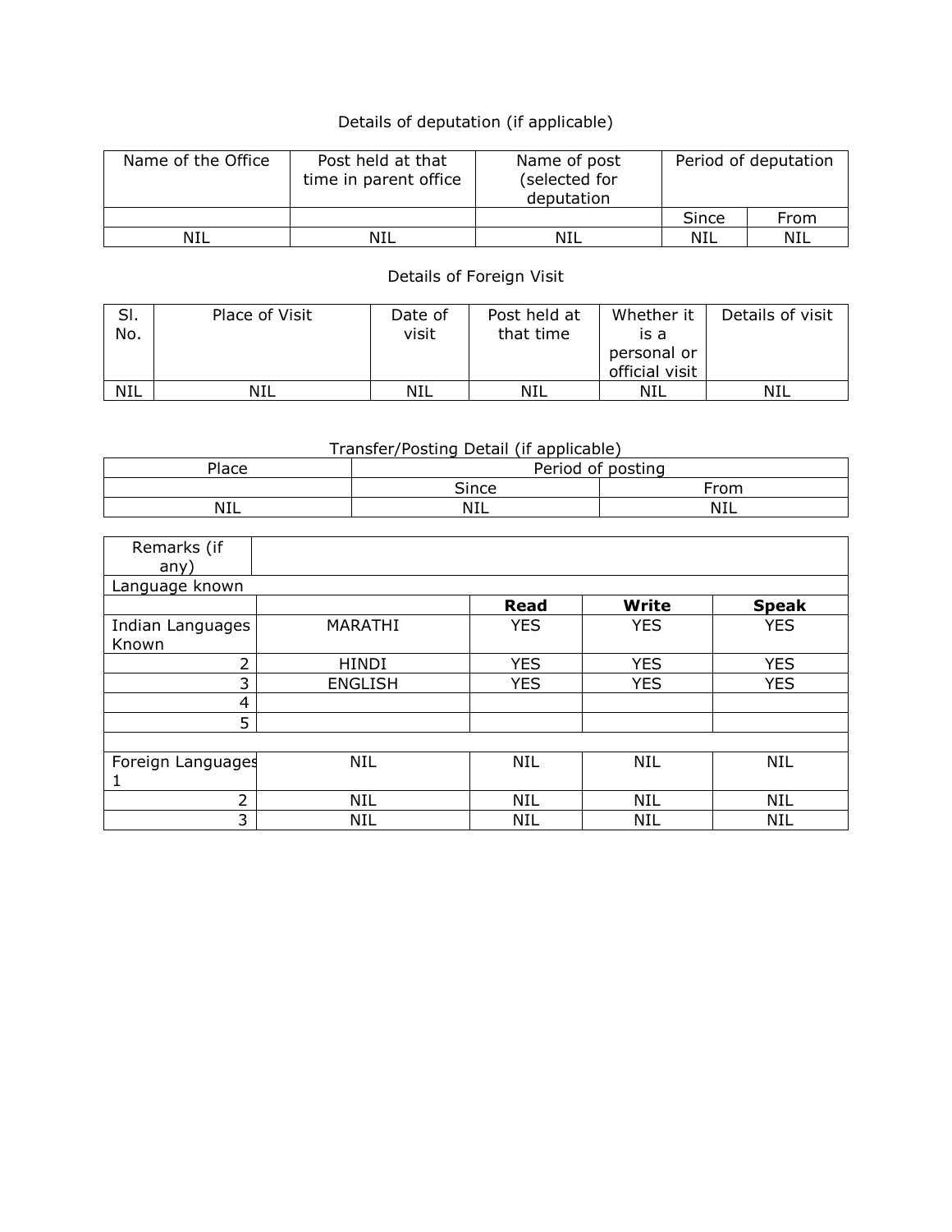Details of deputation (if applicable)

| Name of the Office | Post held at that time in parent office | Name of post (selected for deputation | Period of deputation | |
|---|---|---|---|---|
| | | | Since | From |
| NIL | NIL | NIL | NIL | NIL |

Details of Foreign Visit

| Sl. No. | Place of Visit | Date of visit | Post held at that time | Whether it is a personal or official visit | Details of visit |
|---|---|---|---|---|---|
| NIL | NIL | NIL | NIL | NIL | NIL |

Transfer/Posting Detail (if applicable)

| Place | Period of posting | |
|---|---|---|
| | Since | From |
| NIL | NIL | NIL |

| Remarks (if any) | | | | |
|---|---|---|---|---|
| Language known | | | | |
| | | **Read** | **Write** | **Speak** |
| Indian Languages Known | MARATHI | YES | YES | YES |
| 2 | HINDI | YES | YES | YES |
| 3 | ENGLISH | YES | YES | YES |
| 4 | | | | |
| 5 | | | | |
| | | | | |
| Foreign Languages 1 | NIL | NIL | NIL | NIL |
| 2 | NIL | NIL | NIL | NIL |
| 3 | NIL | NIL | NIL | NIL |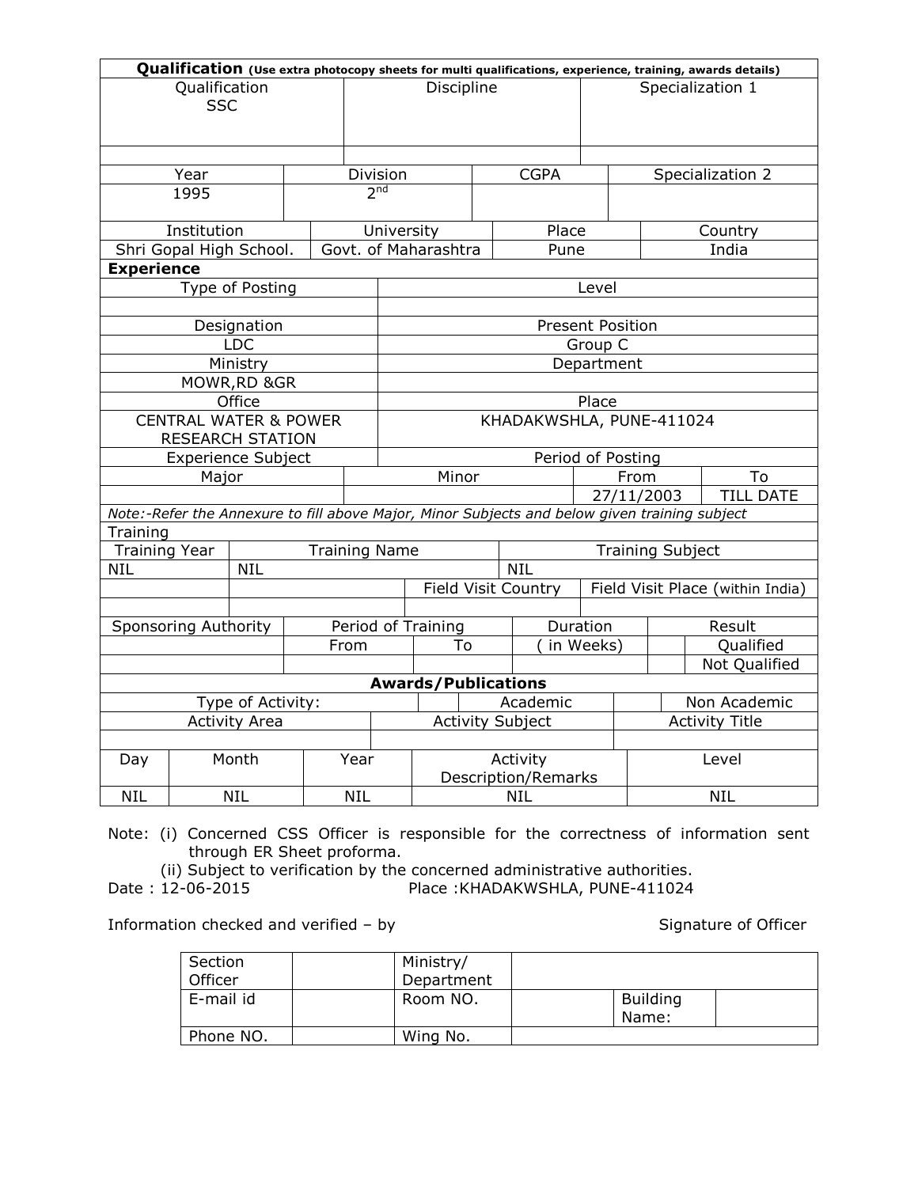**Qualification** (Use extra photocopy sheets for multi qualifications, experience, training, awards details)

| Qualification | Discipline | Specialization 1 |
|---|---|---|
| SSC | | |
| | | |

| Year | Division | CGPA | Specialization 2 |
|---|---|---|---|
| 1995 | 2nd | | |

| Institution | University | Place | Country |
|---|---|---|---|
| Shri Gopal High School. | Govt. of Maharashtra | Pune | India |

**Experience**

| Type of Posting | Level |
|---|---|
| | |
| **Designation** | **Present Position** |
| LDC | Group C |
| **Ministry** | **Department** |
| MOWR,RD &GR | |
| **Office** | **Place** |
| CENTRAL WATER & POWER RESEARCH STATION | KHADAKWSHLA, PUNE-411024 |

| Experience Subject | | Period of Posting | |
|---|---|---|---|
| Major | Minor | From | To |
| | | 27/11/2003 | TILL DATE |

*Note:-Refer the Annexure to fill above Major, Minor Subjects and below given training subject*

Training

| Training Year | Training Name | | Training Subject |
|---|---|---|---|
| NIL | NIL | | NIL |
| | | Field Visit Country | Field Visit Place (within India) |
| | | | |

| Sponsoring Authority | Period of Training | | Duration | Result | |
|---|---|---|---|---|---|
| | From | To | ( in Weeks) | | Qualified |
| | | | | | Not Qualified |

**Awards/Publications**

| Type of Activity: | | Academic | | Non Academic |
|---|---|---|---|---|
| **Activity Area** | **Activity Subject** | | **Activity Title** | |
| | | | | |

| Day | Month | Year | Activity Description/Remarks | Level |
|---|---|---|---|---|
| NIL | NIL | NIL | NIL | NIL |

Note: (i) Concerned CSS Officer is responsible for the correctness of information sent through ER Sheet proforma.

(ii) Subject to verification by the concerned administrative authorities.

Date : 12-06-2015 Place :KHADAKWSHLA, PUNE-411024

Information checked and verified – by Signature of Officer

| | | | | | |
|---|---|---|---|---|---|
| Section Officer | | Ministry/ Department | | | |
| E-mail id | | Room NO. | | Building Name: | |
| Phone NO. | | Wing No. | | | |